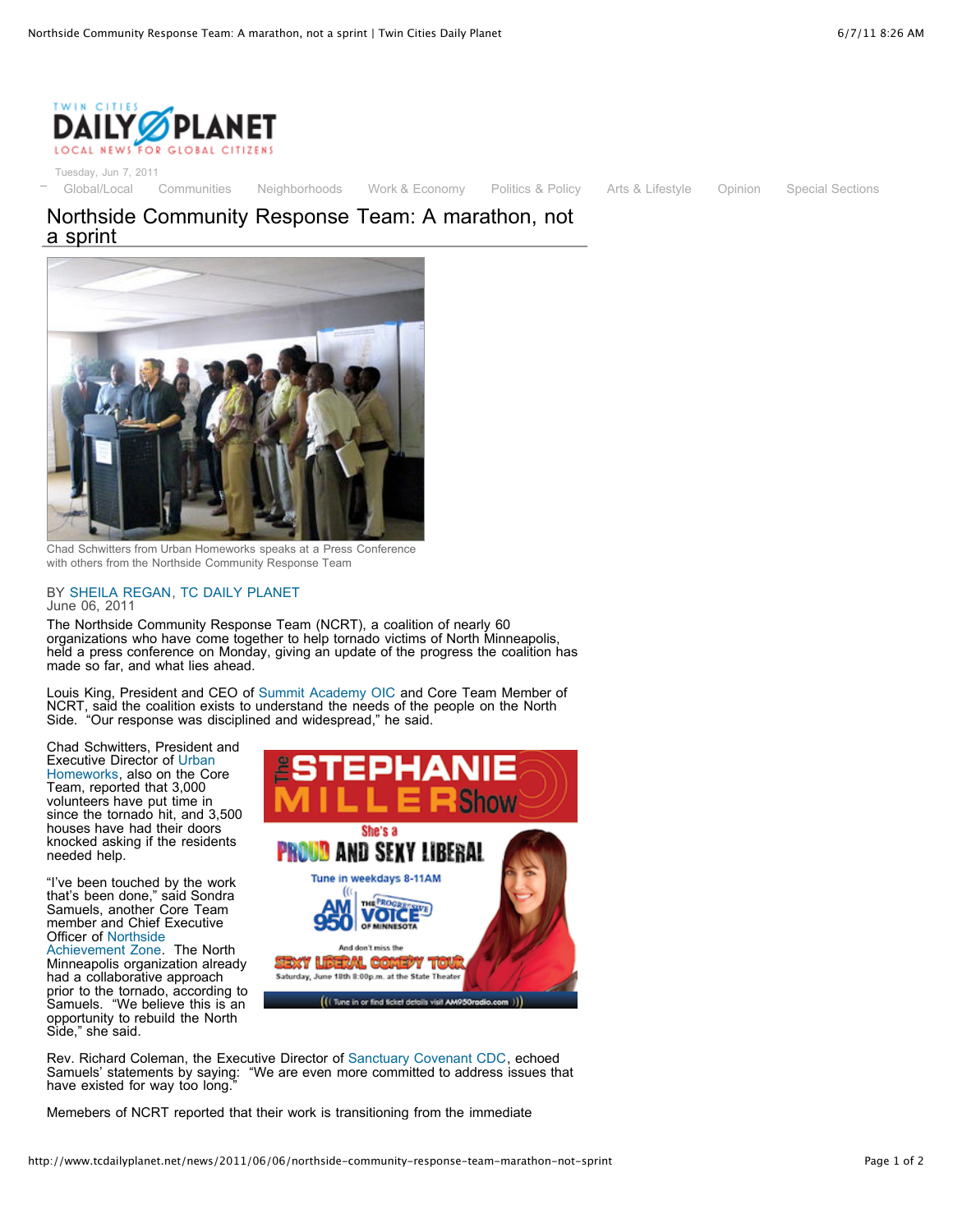# Northside Community Response Team: A marathon, not a sprint

Chad Schwitters from Urban Homeworks speaks at a Press Conference with others from the Northside Community Response Team

BY SHEILA REGAN, TC DAILY PLANET
June 06, 2011

The Northside Community Response Team (NCRT), a coalition of nearly 60 organizations who have come together to help tornado victims of North Minneapolis, held a press conference on Monday, giving an update of the progress the coalition has made so far, and what lies ahead.

Louis King, President and CEO of Summit Academy OIC and Core Team Member of NCRT, said the coalition exists to understand the needs of the people on the North Side. "Our response was disciplined and widespread," he said.

Chad Schwitters, President and Executive Director of Urban Homeworks, also on the Core Team, reported that 3,000 volunteers have put time in since the tornado hit, and 3,500 houses have had their doors knocked asking if the residents needed help.

"I've been touched by the work that's been done," said Sondra Samuels, another Core Team member and Chief Executive Officer of Northside Achievement Zone. The North Minneapolis organization already had a collaborative approach prior to the tornado, according to Samuels. "We believe this is an opportunity to rebuild the North Side," she said.

Rev. Richard Coleman, the Executive Director of Sanctuary Covenant CDC, echoed Samuels' statements by saying: "We are even more committed to address issues that have existed for way too long."

Memebers of NCRT reported that their work is transitioning from the immediate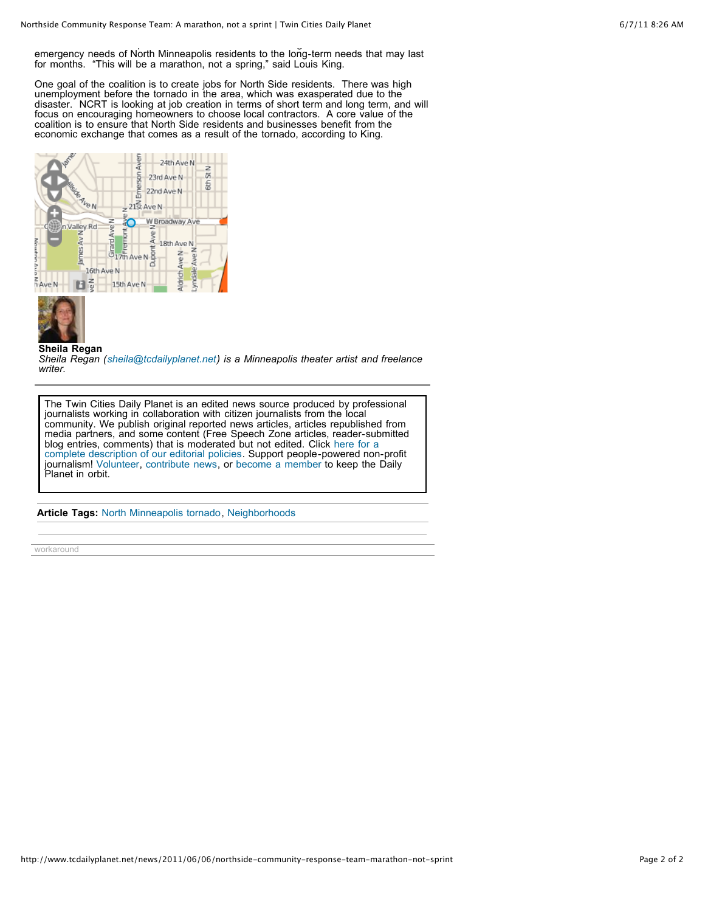emergency needs of North Minneapolis residents to the long-term needs that may last for months. "This will be a marathon, not a spring," said Louis King.

One goal of the coalition is to create jobs for North Side residents. There was high unemployment before the tornado in the area, which was exasperated due to the disaster. NCRT is looking at job creation in terms of short term and long term, and will focus on encouraging homeowners to choose local contractors. A core value of the coalition is to ensure that North Side residents and businesses benefit from the economic exchange that comes as a result of the tornado, according to King.

24th Ave N
23rd Ave N
22nd Ave N
21st Ave N
W Broadway Ave
18th Ave N
17th Ave N
16th Ave N
15th Ave N
N Emerson Ave
6th St N
Hillside Ave N
James Av N
Girard Ave N
Fremont Ave N
Dupont Ave N
Aldrich Ave N
Lyndale Ave N
Valley Rd

**Sheila Regan**
*Sheila Regan (sheila@tcdailyplanet.net) is a Minneapolis theater artist and freelance writer.*

---

The Twin Cities Daily Planet is an edited news source produced by professional journalists working in collaboration with citizen journalists from the local community. We publish original reported news articles, articles republished from media partners, and some content (Free Speech Zone articles, reader-submitted blog entries, comments) that is moderated but not edited. Click here for a complete description of our editorial policies. Support people-powered non-profit journalism! Volunteer, contribute news, or become a member to keep the Daily Planet in orbit.

**Article Tags:** North Minneapolis tornado, Neighborhoods

workaround